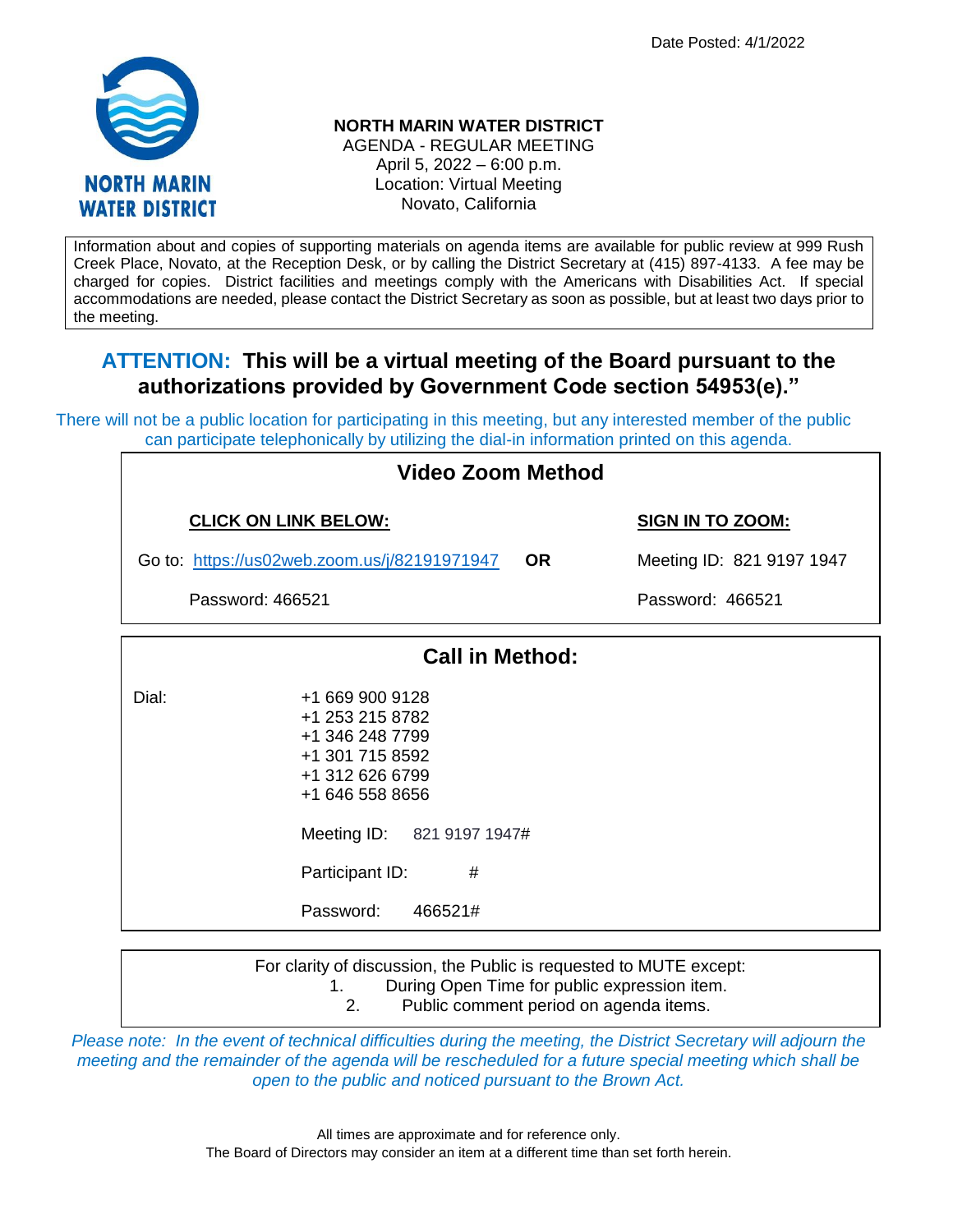Date Posted: 4/1/2022

**NORTH MARIN WATER DISTRICT**
AGENDA - REGULAR MEETING
April 5, 2022 – 6:00 p.m.
Location: Virtual Meeting
Novato, California

Information about and copies of supporting materials on agenda items are available for public review at 999 Rush Creek Place, Novato, at the Reception Desk, or by calling the District Secretary at (415) 897-4133. A fee may be charged for copies. District facilities and meetings comply with the Americans with Disabilities Act. If special accommodations are needed, please contact the District Secretary as soon as possible, but at least two days prior to the meeting.

## ATTENTION: This will be a virtual meeting of the Board pursuant to the authorizations provided by Government Code section 54953(e)."

There will not be a public location for participating in this meeting, but any interested member of the public can participate telephonically by utilizing the dial-in information printed on this agenda.

### Video Zoom Method

| **CLICK ON LINK BELOW:** | | **SIGN IN TO ZOOM:** |
|---|---|---|
| Go to: https://us02web.zoom.us/j/82191971947 | **OR** | Meeting ID: 821 9197 1947 |
| Password: 466521 | | Password: 466521 |

### Call in Method:

Dial:
+1 669 900 9128
+1 253 215 8782
+1 346 248 7799
+1 301 715 8592
+1 312 626 6799
+1 646 558 8656

Meeting ID: 821 9197 1947#

Participant ID: #

Password: 466521#

For clarity of discussion, the Public is requested to MUTE except:
1. During Open Time for public expression item.
2. Public comment period on agenda items.

*Please note: In the event of technical difficulties during the meeting, the District Secretary will adjourn the meeting and the remainder of the agenda will be rescheduled for a future special meeting which shall be open to the public and noticed pursuant to the Brown Act.*

All times are approximate and for reference only.
The Board of Directors may consider an item at a different time than set forth herein.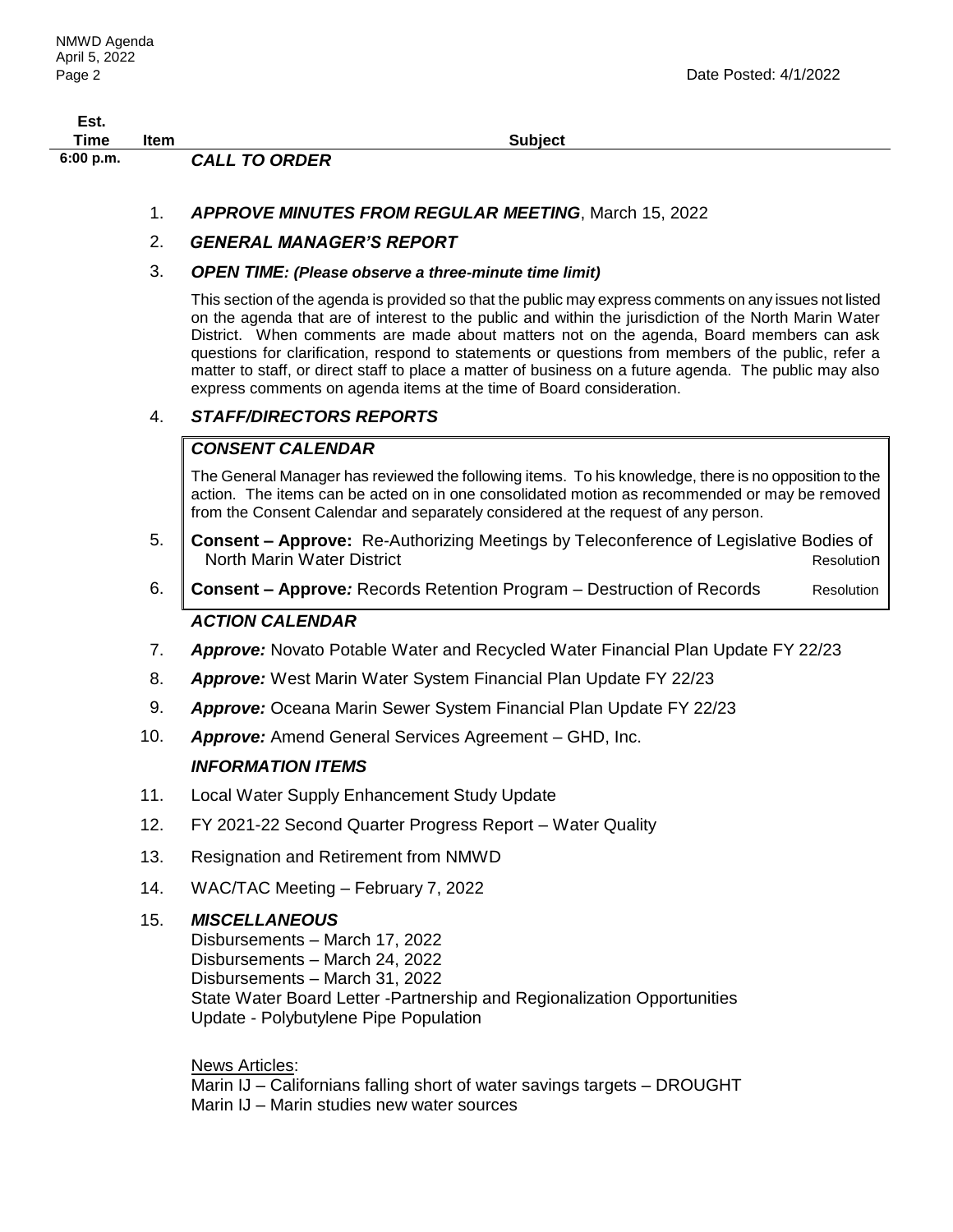| Est. Time | Item | Subject |
|---|---|---|
| 6:00 p.m. | | ***CALL TO ORDER*** |
| | 1. | ***APPROVE MINUTES FROM REGULAR MEETING***, March 15, 2022 |
| | 2. | ***GENERAL MANAGER'S REPORT*** |
| | 3. | ***OPEN TIME: (Please observe a three-minute time limit)*** |

This section of the agenda is provided so that the public may express comments on any issues not listed on the agenda that are of interest to the public and within the jurisdiction of the North Marin Water District. When comments are made about matters not on the agenda, Board members can ask questions for clarification, respond to statements or questions from members of the public, refer a matter to staff, or direct staff to place a matter of business on a future agenda. The public may also express comments on agenda items at the time of Board consideration.

4. ***STAFF/DIRECTORS REPORTS***

***CONSENT CALENDAR***

The General Manager has reviewed the following items. To his knowledge, there is no opposition to the action. The items can be acted on in one consolidated motion as recommended or may be removed from the Consent Calendar and separately considered at the request of any person.

5. **Consent – Approve:** Re-Authorizing Meetings by Teleconference of Legislative Bodies of North Marin Water District — Resolution
6. **Consent – Approve:** Records Retention Program – Destruction of Records — Resolution

***ACTION CALENDAR***

7. ***Approve:*** Novato Potable Water and Recycled Water Financial Plan Update FY 22/23
8. ***Approve:*** West Marin Water System Financial Plan Update FY 22/23
9. ***Approve:*** Oceana Marin Sewer System Financial Plan Update FY 22/23
10. ***Approve:*** Amend General Services Agreement – GHD, Inc.

***INFORMATION ITEMS***

11. Local Water Supply Enhancement Study Update
12. FY 2021-22 Second Quarter Progress Report – Water Quality
13. Resignation and Retirement from NMWD
14. WAC/TAC Meeting – February 7, 2022
15. ***MISCELLANEOUS***

Disbursements – March 17, 2022
Disbursements – March 24, 2022
Disbursements – March 31, 2022
State Water Board Letter -Partnership and Regionalization Opportunities
Update - Polybutylene Pipe Population

News Articles:
Marin IJ – Californians falling short of water savings targets – DROUGHT
Marin IJ – Marin studies new water sources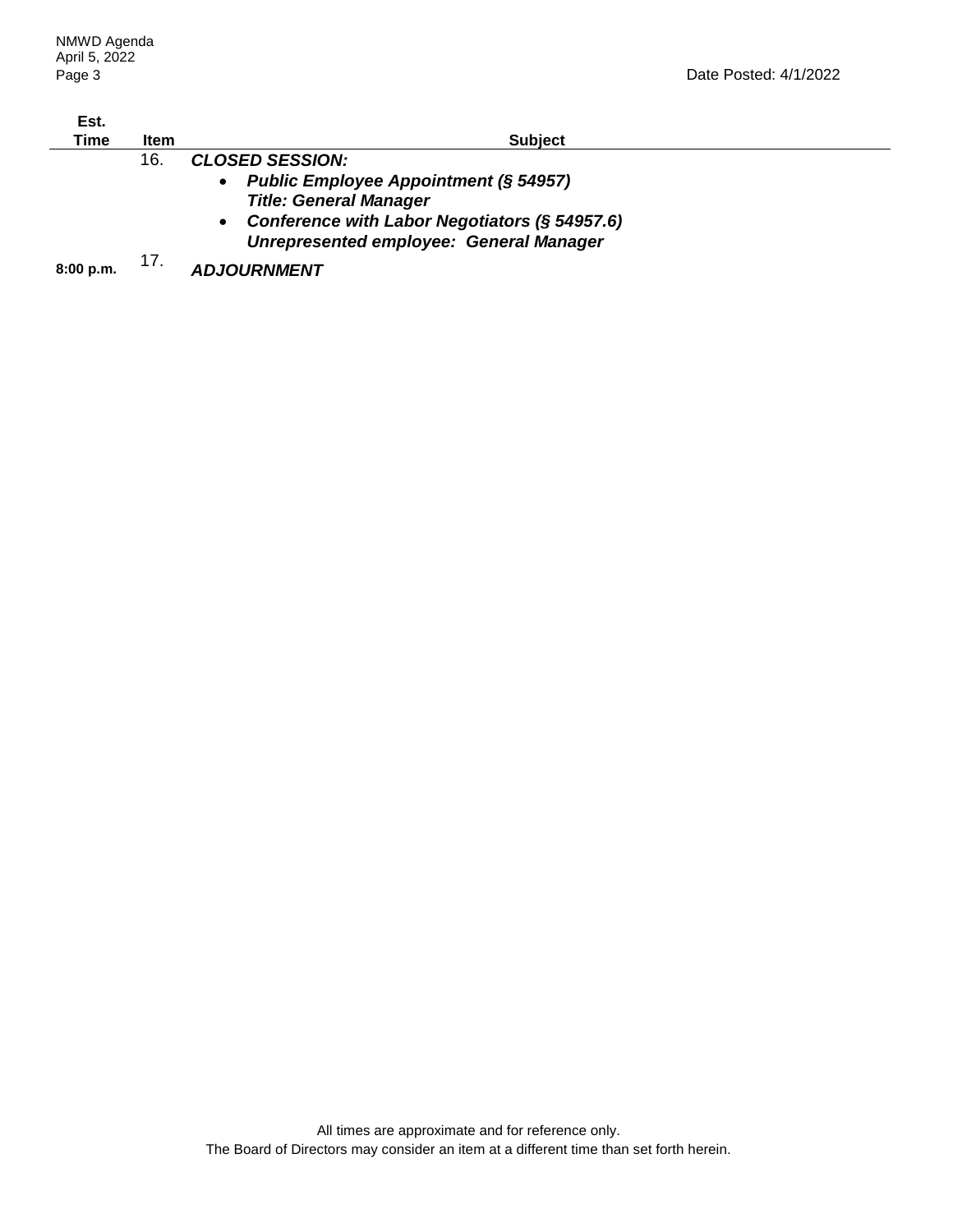| Est. Time | Item | Subject |
|---|---|---|
| | 16. | ***CLOSED SESSION:***<br>• ***Public Employee Appointment (§ 54957)***<br>***Title: General Manager***<br>• ***Conference with Labor Negotiators (§ 54957.6)***<br>***Unrepresented employee: General Manager*** |
| 8:00 p.m. | 17. | ***ADJOURNMENT*** |

All times are approximate and for reference only.
The Board of Directors may consider an item at a different time than set forth herein.